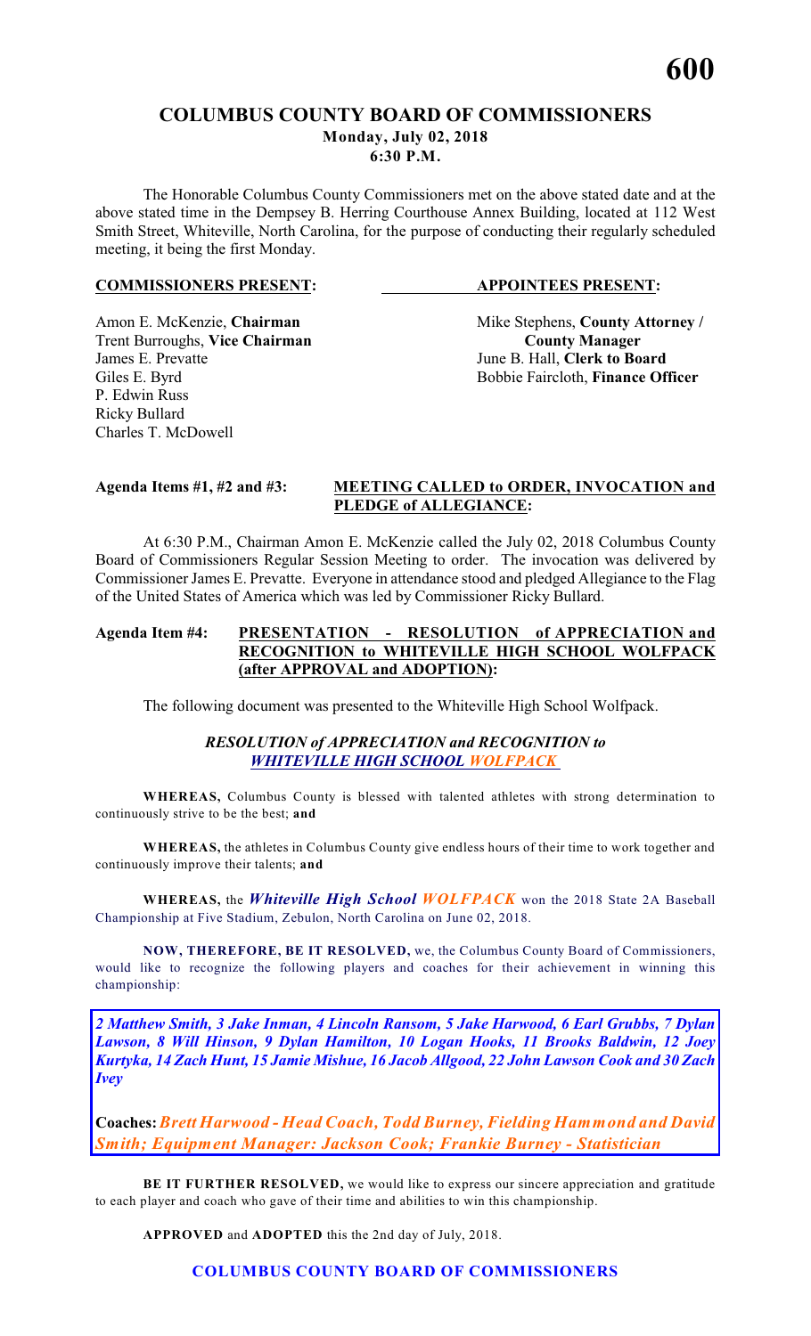# COLUMBUS COUNTY BOARD OF COMMISSIONERS
**Monday, July 02, 2018**
**6:30 P.M.**

The Honorable Columbus County Commissioners met on the above stated date and at the above stated time in the Dempsey B. Herring Courthouse Annex Building, located at 112 West Smith Street, Whiteville, North Carolina, for the purpose of conducting their regularly scheduled meeting, it being the first Monday.

| **COMMISSIONERS PRESENT:** | **APPOINTEES PRESENT:** |
|---|---|
| Amon E. McKenzie, **Chairman** | Mike Stephens, **County Attorney / County Manager** |
| Trent Burroughs, **Vice Chairman** | |
| James E. Prevatte | June B. Hall, **Clerk to Board** |
| Giles E. Byrd | Bobbie Faircloth, **Finance Officer** |
| P. Edwin Russ | |
| Ricky Bullard | |
| Charles T. McDowell | |

**Agenda Items #1, #2 and #3: MEETING CALLED to ORDER, INVOCATION and PLEDGE of ALLEGIANCE:**

At 6:30 P.M., Chairman Amon E. McKenzie called the July 02, 2018 Columbus County Board of Commissioners Regular Session Meeting to order. The invocation was delivered by Commissioner James E. Prevatte. Everyone in attendance stood and pledged Allegiance to the Flag of the United States of America which was led by Commissioner Ricky Bullard.

**Agenda Item #4: PRESENTATION - RESOLUTION of APPRECIATION and RECOGNITION to WHITEVILLE HIGH SCHOOL WOLFPACK (after APPROVAL and ADOPTION):**

The following document was presented to the Whiteville High School Wolfpack.

***RESOLUTION of APPRECIATION and RECOGNITION to WHITEVILLE HIGH SCHOOL WOLFPACK***

**WHEREAS,** Columbus County is blessed with talented athletes with strong determination to continuously strive to be the best; **and**

**WHEREAS,** the athletes in Columbus County give endless hours of their time to work together and continuously improve their talents; **and**

**WHEREAS,** the ***Whiteville High School WOLFPACK*** won the 2018 State 2A Baseball Championship at Five Stadium, Zebulon, North Carolina on June 02, 2018.

**NOW, THEREFORE, BE IT RESOLVED,** we, the Columbus County Board of Commissioners, would like to recognize the following players and coaches for their achievement in winning this championship:

***2 Matthew Smith, 3 Jake Inman, 4 Lincoln Ransom, 5 Jake Harwood, 6 Earl Grubbs, 7 Dylan Lawson, 8 Will Hinson, 9 Dylan Hamilton, 10 Logan Hooks, 11 Brooks Baldwin, 12 Joey Kurtyka, 14 Zach Hunt, 15 Jamie Mishue, 16 Jacob Allgood, 22 John Lawson Cook and 30 Zach Ivey***

**Coaches:** ***Brett Harwood - Head Coach, Todd Burney, Fielding Hammond and David Smith; Equipment Manager: Jackson Cook; Frankie Burney - Statistician***

**BE IT FURTHER RESOLVED,** we would like to express our sincere appreciation and gratitude to each player and coach who gave of their time and abilities to win this championship.

**APPROVED** and **ADOPTED** this the 2nd day of July, 2018.

**COLUMBUS COUNTY BOARD OF COMMISSIONERS**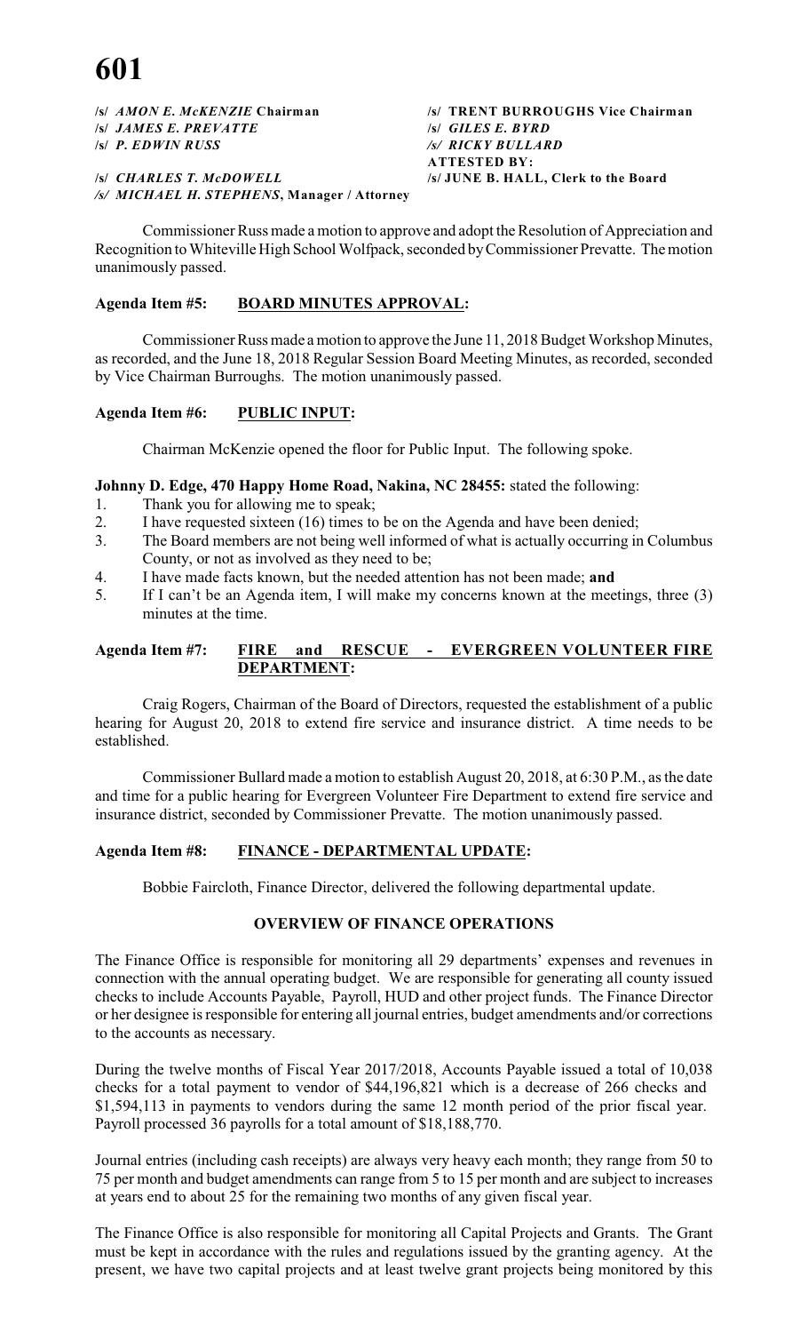**/s/ *AMON E. McKENZIE* Chairman** | **/s/ TRENT BURROUGHS Vice Chairman**
**/s/ *JAMES E. PREVATTE*** | **/s/ *GILES E. BYRD***
**/s/ *P. EDWIN RUSS*** | ***/s/ RICKY BULLARD***
**ATTESTED BY:**
**/s/ *CHARLES T. McDOWELL*** | **/s/ JUNE B. HALL, Clerk to the Board**
***/s/ MICHAEL H. STEPHENS*, Manager / Attorney**

Commissioner Russ made a motion to approve and adopt the Resolution of Appreciation and Recognition to Whiteville High School Wolfpack, seconded by Commissioner Prevatte. The motion unanimously passed.

**Agenda Item #5: BOARD MINUTES APPROVAL:**

Commissioner Russ made a motion to approve the June 11, 2018 Budget Workshop Minutes, as recorded, and the June 18, 2018 Regular Session Board Meeting Minutes, as recorded, seconded by Vice Chairman Burroughs. The motion unanimously passed.

**Agenda Item #6: PUBLIC INPUT:**

Chairman McKenzie opened the floor for Public Input. The following spoke.

**Johnny D. Edge, 470 Happy Home Road, Nakina, NC 28455:** stated the following:

1. Thank you for allowing me to speak;
2. I have requested sixteen (16) times to be on the Agenda and have been denied;
3. The Board members are not being well informed of what is actually occurring in Columbus County, or not as involved as they need to be;
4. I have made facts known, but the needed attention has not been made; **and**
5. If I can't be an Agenda item, I will make my concerns known at the meetings, three (3) minutes at the time.

**Agenda Item #7: FIRE and RESCUE - EVERGREEN VOLUNTEER FIRE DEPARTMENT:**

Craig Rogers, Chairman of the Board of Directors, requested the establishment of a public hearing for August 20, 2018 to extend fire service and insurance district. A time needs to be established.

Commissioner Bullard made a motion to establish August 20, 2018, at 6:30 P.M., as the date and time for a public hearing for Evergreen Volunteer Fire Department to extend fire service and insurance district, seconded by Commissioner Prevatte. The motion unanimously passed.

**Agenda Item #8: FINANCE - DEPARTMENTAL UPDATE:**

Bobbie Faircloth, Finance Director, delivered the following departmental update.

**OVERVIEW OF FINANCE OPERATIONS**

The Finance Office is responsible for monitoring all 29 departments' expenses and revenues in connection with the annual operating budget. We are responsible for generating all county issued checks to include Accounts Payable, Payroll, HUD and other project funds. The Finance Director or her designee is responsible for entering all journal entries, budget amendments and/or corrections to the accounts as necessary.

During the twelve months of Fiscal Year 2017/2018, Accounts Payable issued a total of 10,038 checks for a total payment to vendor of $44,196,821 which is a decrease of 266 checks and $1,594,113 in payments to vendors during the same 12 month period of the prior fiscal year. Payroll processed 36 payrolls for a total amount of $18,188,770.

Journal entries (including cash receipts) are always very heavy each month; they range from 50 to 75 per month and budget amendments can range from 5 to 15 per month and are subject to increases at years end to about 25 for the remaining two months of any given fiscal year.

The Finance Office is also responsible for monitoring all Capital Projects and Grants. The Grant must be kept in accordance with the rules and regulations issued by the granting agency. At the present, we have two capital projects and at least twelve grant projects being monitored by this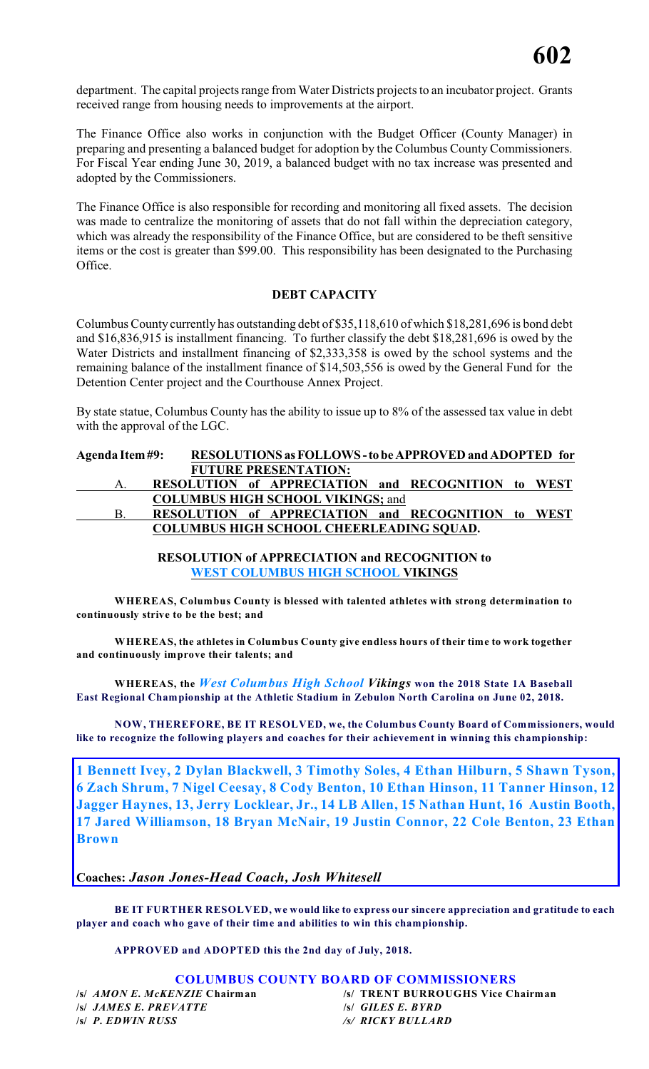department. The capital projects range from Water Districts projects to an incubator project. Grants received range from housing needs to improvements at the airport.

The Finance Office also works in conjunction with the Budget Officer (County Manager) in preparing and presenting a balanced budget for adoption by the Columbus County Commissioners. For Fiscal Year ending June 30, 2019, a balanced budget with no tax increase was presented and adopted by the Commissioners.

The Finance Office is also responsible for recording and monitoring all fixed assets. The decision was made to centralize the monitoring of assets that do not fall within the depreciation category, which was already the responsibility of the Finance Office, but are considered to be theft sensitive items or the cost is greater than $99.00. This responsibility has been designated to the Purchasing Office.

**DEBT CAPACITY**

Columbus County currently has outstanding debt of $35,118,610 of which $18,281,696 is bond debt and $16,836,915 is installment financing. To further classify the debt $18,281,696 is owed by the Water Districts and installment financing of $2,333,358 is owed by the school systems and the remaining balance of the installment finance of $14,503,556 is owed by the General Fund for the Detention Center project and the Courthouse Annex Project.

By state statue, Columbus County has the ability to issue up to 8% of the assessed tax value in debt with the approval of the LGC.

**Agenda Item #9: RESOLUTIONS as FOLLOWS - to be APPROVED and ADOPTED for FUTURE PRESENTATION:**

A. **RESOLUTION of APPRECIATION and RECOGNITION to WEST COLUMBUS HIGH SCHOOL VIKINGS;** and

B. **RESOLUTION of APPRECIATION and RECOGNITION to WEST COLUMBUS HIGH SCHOOL CHEERLEADING SQUAD.**

**RESOLUTION of APPRECIATION and RECOGNITION to WEST COLUMBUS HIGH SCHOOL VIKINGS**

**WHEREAS, Columbus County is blessed with talented athletes with strong determination to continuously strive to be the best; and**

**WHEREAS, the athletes in Columbus County give endless hours of their time to work together and continuously improve their talents; and**

**WHEREAS, the *West Columbus High School Vikings* won the 2018 State 1A Baseball East Regional Championship at the Athletic Stadium in Zebulon North Carolina on June 02, 2018.**

**NOW, THEREFORE, BE IT RESOLVED, we, the Columbus County Board of Commissioners, would like to recognize the following players and coaches for their achievement in winning this championship:**

**1 Bennett Ivey, 2 Dylan Blackwell, 3 Timothy Soles, 4 Ethan Hilburn, 5 Shawn Tyson, 6 Zach Shrum, 7 Nigel Ceesay, 8 Cody Benton, 10 Ethan Hinson, 11 Tanner Hinson, 12 Jagger Haynes, 13, Jerry Locklear, Jr., 14 LB Allen, 15 Nathan Hunt, 16 Austin Booth, 17 Jared Williamson, 18 Bryan McNair, 19 Justin Connor, 22 Cole Benton, 23 Ethan Brown**

**Coaches: *Jason Jones-Head Coach, Josh Whitesell***

**BE IT FURTHER RESOLVED, we would like to express our sincere appreciation and gratitude to each player and coach who gave of their time and abilities to win this championship.**

**APPROVED and ADOPTED this the 2nd day of July, 2018.**

**COLUMBUS COUNTY BOARD OF COMMISSIONERS**

| | |
|---|---|
| /s/ *AMON E. McKENZIE* **Chairman** | /s/ **TRENT BURROUGHS Vice Chairman** |
| /s/ *JAMES E. PREVATTE* | /s/ *GILES E. BYRD* |
| /s/ *P. EDWIN RUSS* | /s/ *RICKY BULLARD* |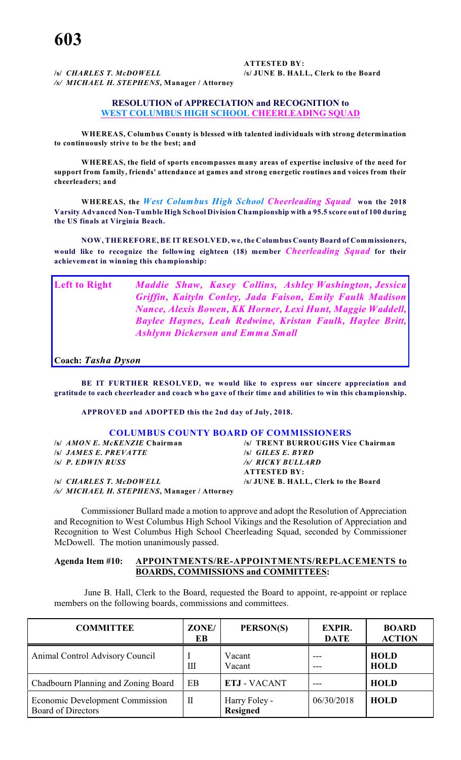**ATTESTED BY:**

**/s/ *CHARLES T. McDOWELL*** **/s/ JUNE B. HALL, Clerk to the Board**
***/s/ MICHAEL H. STEPHENS*, Manager / Attorney**

## RESOLUTION of APPRECIATION and RECOGNITION to WEST COLUMBUS HIGH SCHOOL CHEERLEADING SQUAD

**WHEREAS, Columbus County is blessed with talented individuals with strong determination to continuously strive to be the best; and**

**WHEREAS, the field of sports encompasses many areas of expertise inclusive of the need for support from family, friends' attendance at games and strong energetic routines and voices from their cheerleaders; and**

**WHEREAS, the *West Columbus High School Cheerleading Squad* won the 2018 Varsity Advanced Non-Tumble High School Division Championship with a 95.5 score out of 100 during the US finals at Virginia Beach.**

**NOW, THEREFORE, BE IT RESOLVED, we, the Columbus County Board of Commissioners, would like to recognize the following eighteen (18) member *Cheerleading Squad* for their achievement in winning this championship:**

**Left to Right** ***Maddie Shaw, Kasey Collins, Ashley Washington, Jessica Griffin, Kaityln Conley, Jada Faison, Emily Faulk Madison Nance, Alexis Bowen, KK Horner, Lexi Hunt, Maggie Waddell, Baylee Haynes, Leah Redwine, Kristan Faulk, Haylee Britt, Ashlynn Dickerson and Emma Small***

**Coach: *Tasha Dyson***

**BE IT FURTHER RESOLVED, we would like to express our sincere appreciation and gratitude to each cheerleader and coach who gave of their time and abilities to win this championship.**

**APPROVED and ADOPTED this the 2nd day of July, 2018.**

### COLUMBUS COUNTY BOARD OF COMMISSIONERS

**/s/ *AMON E. McKENZIE* Chairman** **/s/ TRENT BURROUGHS Vice Chairman**
**/s/ *JAMES E. PREVATTE*** **/s/ *GILES E. BYRD***
**/s/ *P. EDWIN RUSS*** ***/s/ RICKY BULLARD***
**ATTESTED BY:**
**/s/ *CHARLES T. McDOWELL*** **/s/ JUNE B. HALL, Clerk to the Board**
***/s/ MICHAEL H. STEPHENS*, Manager / Attorney**

Commissioner Bullard made a motion to approve and adopt the Resolution of Appreciation and Recognition to West Columbus High School Vikings and the Resolution of Appreciation and Recognition to West Columbus High School Cheerleading Squad, seconded by Commissioner McDowell. The motion unanimously passed.

**Agenda Item #10: APPOINTMENTS/RE-APPOINTMENTS/REPLACEMENTS to BOARDS, COMMISSIONS and COMMITTEES:**

June B. Hall, Clerk to the Board, requested the Board to appoint, re-appoint or replace members on the following boards, commissions and committees.

| COMMITTEE | ZONE/ EB | PERSON(S) | EXPIR. DATE | BOARD ACTION |
|---|---|---|---|---|
| Animal Control Advisory Council | I<br>III | Vacant<br>Vacant | ---<br>--- | **HOLD**<br>**HOLD** |
| Chadbourn Planning and Zoning Board | EB | **ETJ** - VACANT | --- | **HOLD** |
| Economic Development Commission Board of Directors | II | Harry Foley - **Resigned** | 06/30/2018 | **HOLD** |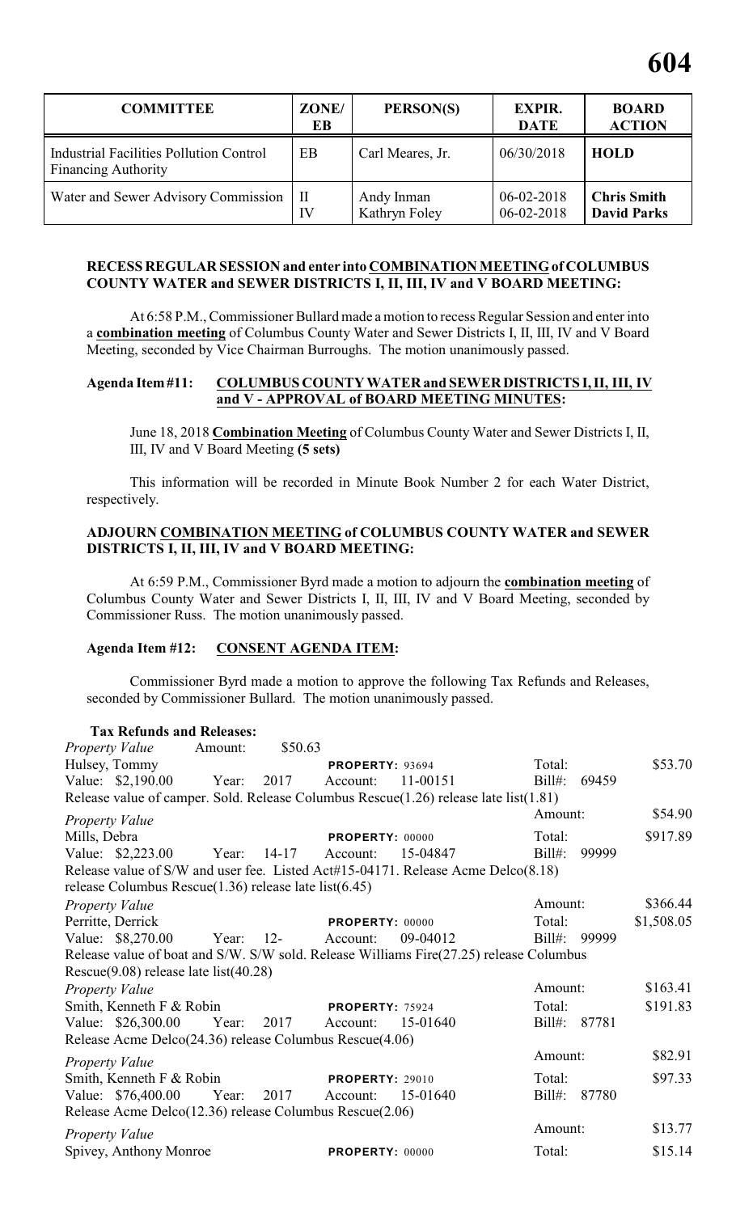| COMMITTEE | ZONE/ EB | PERSON(S) | EXPIR. DATE | BOARD ACTION |
|---|---|---|---|---|
| Industrial Facilities Pollution Control Financing Authority | EB | Carl Meares, Jr. | 06/30/2018 | **HOLD** |
| Water and Sewer Advisory Commission | II<br>IV | Andy Inman<br>Kathryn Foley | 06-02-2018<br>06-02-2018 | **Chris Smith**<br>**David Parks** |

**RECESS REGULAR SESSION and enter into COMBINATION MEETING of COLUMBUS COUNTY WATER and SEWER DISTRICTS I, II, III, IV and V BOARD MEETING:**

At 6:58 P.M., Commissioner Bullard made a motion to recess Regular Session and enter into a **combination meeting** of Columbus County Water and Sewer Districts I, II, III, IV and V Board Meeting, seconded by Vice Chairman Burroughs. The motion unanimously passed.

**Agenda Item #11: COLUMBUS COUNTY WATER and SEWER DISTRICTS I, II, III, IV and V - APPROVAL of BOARD MEETING MINUTES:**

June 18, 2018 **Combination Meeting** of Columbus County Water and Sewer Districts I, II, III, IV and V Board Meeting **(5 sets)**

This information will be recorded in Minute Book Number 2 for each Water District, respectively.

**ADJOURN COMBINATION MEETING of COLUMBUS COUNTY WATER and SEWER DISTRICTS I, II, III, IV and V BOARD MEETING:**

At 6:59 P.M., Commissioner Byrd made a motion to adjourn the **combination meeting** of Columbus County Water and Sewer Districts I, II, III, IV and V Board Meeting, seconded by Commissioner Russ. The motion unanimously passed.

**Agenda Item #12: CONSENT AGENDA ITEM:**

Commissioner Byrd made a motion to approve the following Tax Refunds and Releases, seconded by Commissioner Bullard. The motion unanimously passed.

**Tax Refunds and Releases:**

*Property Value* Amount: $50.63
Hulsey, Tommy **PROPERTY:** 93694 Total: $53.70
Value: $2,190.00 Year: 2017 Account: 11-00151 Bill#: 69459
Release value of camper. Sold. Release Columbus Rescue(1.26) release late list(1.81)

*Property Value* Amount: $54.90
Mills, Debra **PROPERTY:** 00000 Total: $917.89
Value: $2,223.00 Year: 14-17 Account: 15-04847 Bill#: 99999
Release value of S/W and user fee. Listed Act#15-04171. Release Acme Delco(8.18)
release Columbus Rescue(1.36) release late list(6.45)

*Property Value* Amount: $366.44
Perritte, Derrick **PROPERTY:** 00000 Total: $1,508.05
Value: $8,270.00 Year: 12- Account: 09-04012 Bill#: 99999
Release value of boat and S/W. S/W sold. Release Williams Fire(27.25) release Columbus
Rescue(9.08) release late list(40.28)

*Property Value* Amount: $163.41
Smith, Kenneth F & Robin **PROPERTY:** 75924 Total: $191.83
Value: $26,300.00 Year: 2017 Account: 15-01640 Bill#: 87781
Release Acme Delco(24.36) release Columbus Rescue(4.06)

*Property Value* Amount: $82.91
Smith, Kenneth F & Robin **PROPERTY:** 29010 Total: $97.33
Value: $76,400.00 Year: 2017 Account: 15-01640 Bill#: 87780
Release Acme Delco(12.36) release Columbus Rescue(2.06)

*Property Value* Amount: $13.77
Spivey, Anthony Monroe **PROPERTY:** 00000 Total: $15.14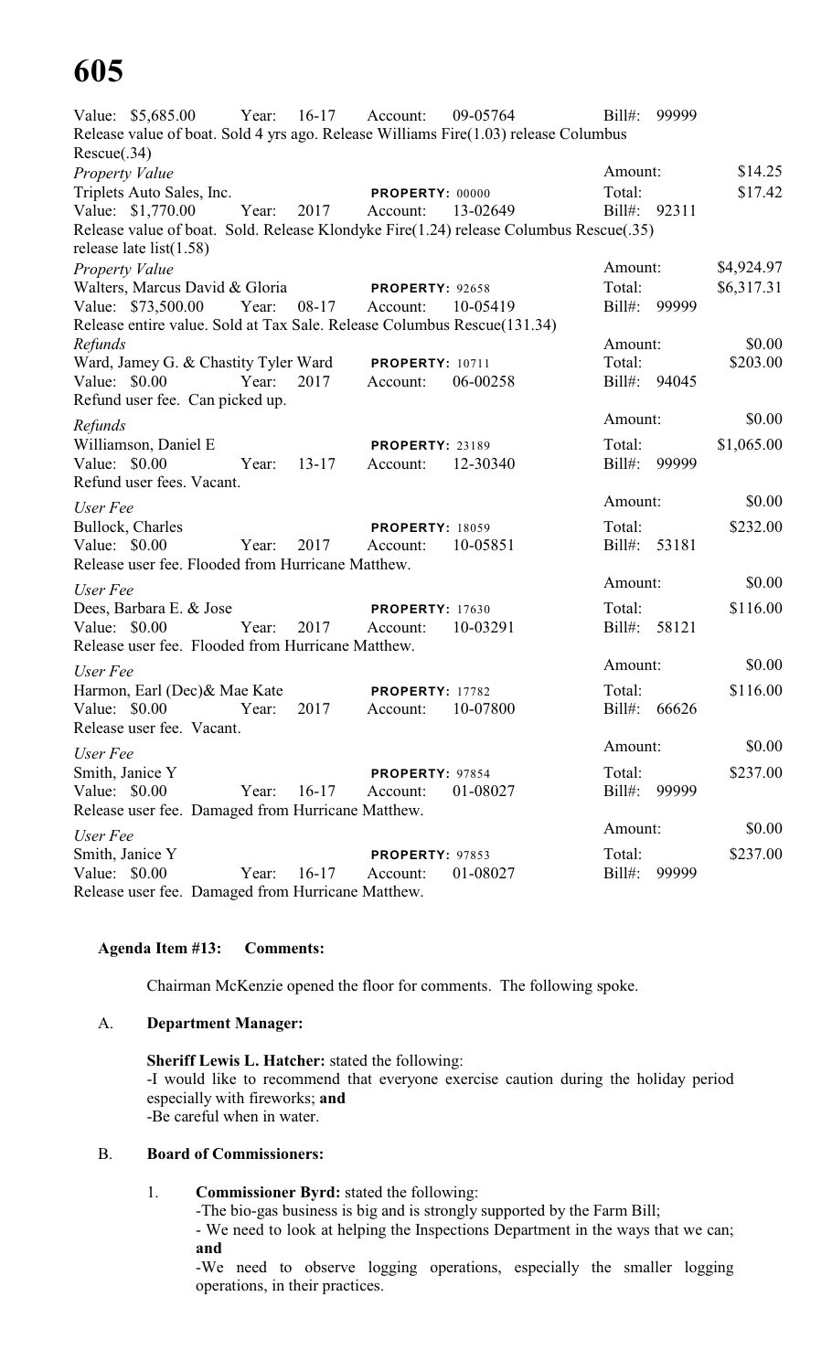Value: $5,685.00 Year: 16-17 Account: 09-05764 Bill#: 99999
Release value of boat. Sold 4 yrs ago. Release Williams Fire(1.03) release Columbus Rescue(.34)

*Property Value* Amount: $14.25
Triplets Auto Sales, Inc. PROPERTY: 00000 Total: $17.42
Value: $1,770.00 Year: 2017 Account: 13-02649 Bill#: 92311
Release value of boat. Sold. Release Klondyke Fire(1.24) release Columbus Rescue(.35) release late list(1.58)

*Property Value* Amount: $4,924.97
Walters, Marcus David & Gloria PROPERTY: 92658 Total: $6,317.31
Value: $73,500.00 Year: 08-17 Account: 10-05419 Bill#: 99999
Release entire value. Sold at Tax Sale. Release Columbus Rescue(131.34)

*Refunds* Amount: $0.00
Ward, Jamey G. & Chastity Tyler Ward PROPERTY: 10711 Total: $203.00
Value: $0.00 Year: 2017 Account: 06-00258 Bill#: 94045
Refund user fee. Can picked up.

*Refunds* Amount: $0.00
Williamson, Daniel E PROPERTY: 23189 Total: $1,065.00
Value: $0.00 Year: 13-17 Account: 12-30340 Bill#: 99999
Refund user fees. Vacant.

*User Fee* Amount: $0.00
Bullock, Charles PROPERTY: 18059 Total: $232.00
Value: $0.00 Year: 2017 Account: 10-05851 Bill#: 53181
Release user fee. Flooded from Hurricane Matthew.

*User Fee* Amount: $0.00
Dees, Barbara E. & Jose PROPERTY: 17630 Total: $116.00
Value: $0.00 Year: 2017 Account: 10-03291 Bill#: 58121
Release user fee. Flooded from Hurricane Matthew.

*User Fee* Amount: $0.00
Harmon, Earl (Dec)& Mae Kate PROPERTY: 17782 Total: $116.00
Value: $0.00 Year: 2017 Account: 10-07800 Bill#: 66626
Release user fee. Vacant.

*User Fee* Amount: $0.00
Smith, Janice Y PROPERTY: 97854 Total: $237.00
Value: $0.00 Year: 16-17 Account: 01-08027 Bill#: 99999
Release user fee. Damaged from Hurricane Matthew.

*User Fee* Amount: $0.00
Smith, Janice Y PROPERTY: 97853 Total: $237.00
Value: $0.00 Year: 16-17 Account: 01-08027 Bill#: 99999
Release user fee. Damaged from Hurricane Matthew.

**Agenda Item #13: Comments:**

Chairman McKenzie opened the floor for comments. The following spoke.

A. **Department Manager:**

**Sheriff Lewis L. Hatcher:** stated the following:
-I would like to recommend that everyone exercise caution during the holiday period especially with fireworks; **and**
-Be careful when in water.

B. **Board of Commissioners:**

1. **Commissioner Byrd:** stated the following:
-The bio-gas business is big and is strongly supported by the Farm Bill;
- We need to look at helping the Inspections Department in the ways that we can; **and**
-We need to observe logging operations, especially the smaller logging operations, in their practices.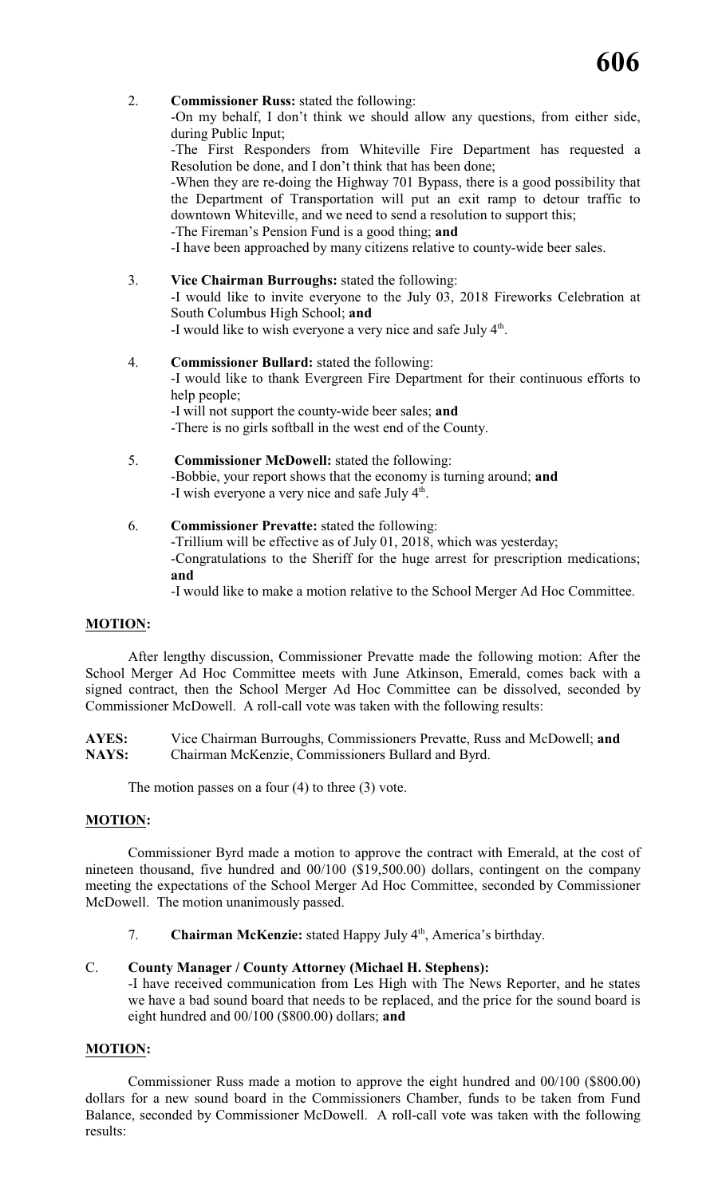2. **Commissioner Russ:** stated the following:
   -On my behalf, I don't think we should allow any questions, from either side, during Public Input;
   -The First Responders from Whiteville Fire Department has requested a Resolution be done, and I don't think that has been done;
   -When they are re-doing the Highway 701 Bypass, there is a good possibility that the Department of Transportation will put an exit ramp to detour traffic to downtown Whiteville, and we need to send a resolution to support this;
   -The Fireman's Pension Fund is a good thing; **and**
   -I have been approached by many citizens relative to county-wide beer sales.

3. **Vice Chairman Burroughs:** stated the following:
   -I would like to invite everyone to the July 03, 2018 Fireworks Celebration at South Columbus High School; **and**
   -I would like to wish everyone a very nice and safe July 4th.

4. **Commissioner Bullard:** stated the following:
   -I would like to thank Evergreen Fire Department for their continuous efforts to help people;
   -I will not support the county-wide beer sales; **and**
   -There is no girls softball in the west end of the County.

5. **Commissioner McDowell:** stated the following:
   -Bobbie, your report shows that the economy is turning around; **and**
   -I wish everyone a very nice and safe July 4th.

6. **Commissioner Prevatte:** stated the following:
   -Trillium will be effective as of July 01, 2018, which was yesterday;
   -Congratulations to the Sheriff for the huge arrest for prescription medications; **and**
   -I would like to make a motion relative to the School Merger Ad Hoc Committee.

**MOTION:**

After lengthy discussion, Commissioner Prevatte made the following motion: After the School Merger Ad Hoc Committee meets with June Atkinson, Emerald, comes back with a signed contract, then the School Merger Ad Hoc Committee can be dissolved, seconded by Commissioner McDowell. A roll-call vote was taken with the following results:

**AYES:** Vice Chairman Burroughs, Commissioners Prevatte, Russ and McDowell; **and**
**NAYS:** Chairman McKenzie, Commissioners Bullard and Byrd.

The motion passes on a four (4) to three (3) vote.

**MOTION:**

Commissioner Byrd made a motion to approve the contract with Emerald, at the cost of nineteen thousand, five hundred and 00/100 ($19,500.00) dollars, contingent on the company meeting the expectations of the School Merger Ad Hoc Committee, seconded by Commissioner McDowell. The motion unanimously passed.

7. **Chairman McKenzie:** stated Happy July 4th, America's birthday.

C. **County Manager / County Attorney (Michael H. Stephens):**
   -I have received communication from Les High with The News Reporter, and he states we have a bad sound board that needs to be replaced, and the price for the sound board is eight hundred and 00/100 ($800.00) dollars; **and**

**MOTION:**

Commissioner Russ made a motion to approve the eight hundred and 00/100 ($800.00) dollars for a new sound board in the Commissioners Chamber, funds to be taken from Fund Balance, seconded by Commissioner McDowell. A roll-call vote was taken with the following results: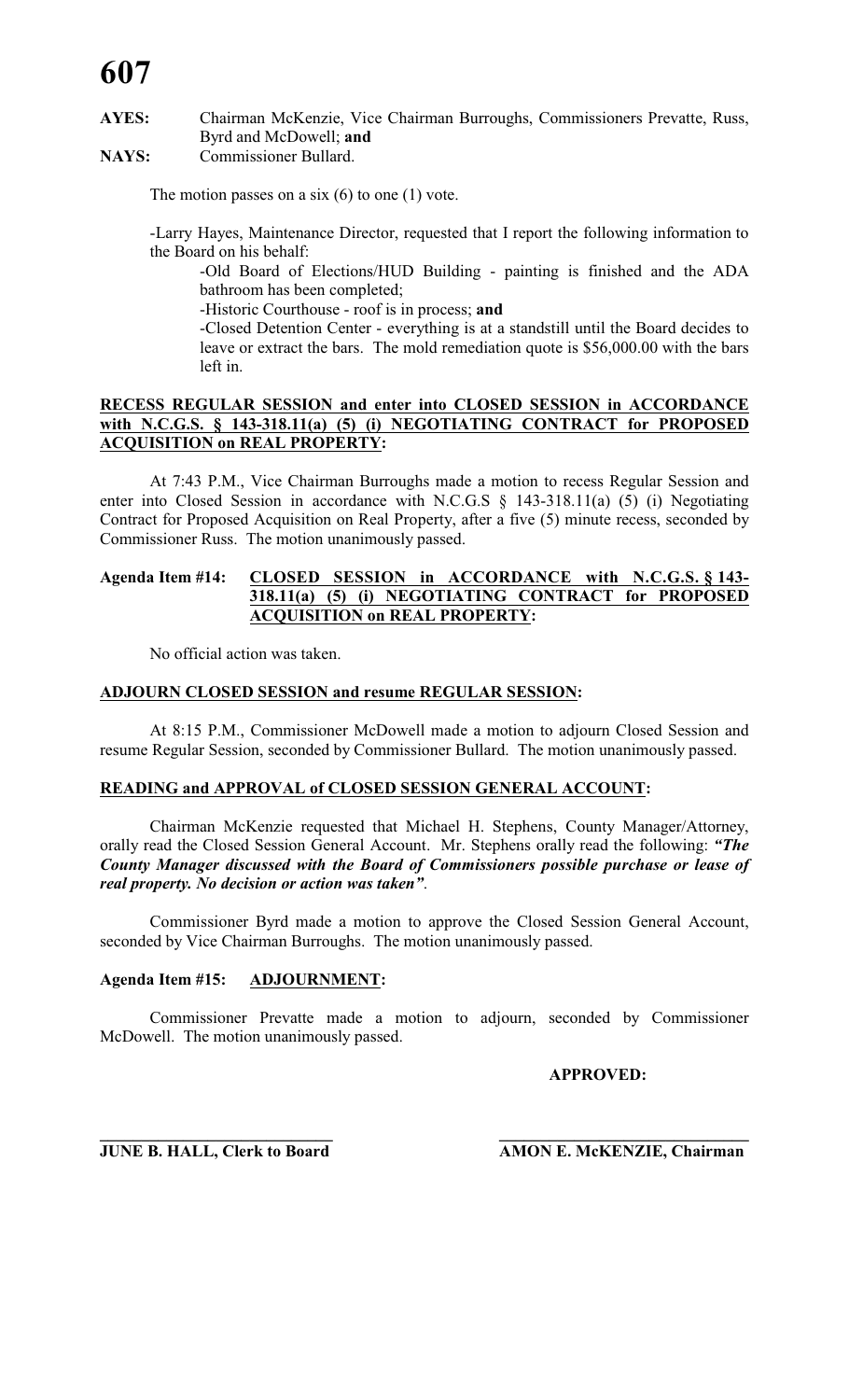**AYES:** Chairman McKenzie, Vice Chairman Burroughs, Commissioners Prevatte, Russ, Byrd and McDowell; **and**

**NAYS:** Commissioner Bullard.

The motion passes on a six (6) to one (1) vote.

-Larry Hayes, Maintenance Director, requested that I report the following information to the Board on his behalf:

-Old Board of Elections/HUD Building - painting is finished and the ADA bathroom has been completed;

-Historic Courthouse - roof is in process; **and**

-Closed Detention Center - everything is at a standstill until the Board decides to leave or extract the bars. The mold remediation quote is $56,000.00 with the bars left in.

**RECESS REGULAR SESSION and enter into CLOSED SESSION in ACCORDANCE with N.C.G.S. § 143-318.11(a) (5) (i) NEGOTIATING CONTRACT for PROPOSED ACQUISITION on REAL PROPERTY:**

At 7:43 P.M., Vice Chairman Burroughs made a motion to recess Regular Session and enter into Closed Session in accordance with N.C.G.S § 143-318.11(a) (5) (i) Negotiating Contract for Proposed Acquisition on Real Property, after a five (5) minute recess, seconded by Commissioner Russ. The motion unanimously passed.

**Agenda Item #14: CLOSED SESSION in ACCORDANCE with N.C.G.S. § 143-318.11(a) (5) (i) NEGOTIATING CONTRACT for PROPOSED ACQUISITION on REAL PROPERTY:**

No official action was taken.

**ADJOURN CLOSED SESSION and resume REGULAR SESSION:**

At 8:15 P.M., Commissioner McDowell made a motion to adjourn Closed Session and resume Regular Session, seconded by Commissioner Bullard. The motion unanimously passed.

**READING and APPROVAL of CLOSED SESSION GENERAL ACCOUNT:**

Chairman McKenzie requested that Michael H. Stephens, County Manager/Attorney, orally read the Closed Session General Account. Mr. Stephens orally read the following: ***"The County Manager discussed with the Board of Commissioners possible purchase or lease of real property. No decision or action was taken"***.

Commissioner Byrd made a motion to approve the Closed Session General Account, seconded by Vice Chairman Burroughs. The motion unanimously passed.

**Agenda Item #15: ADJOURNMENT:**

Commissioner Prevatte made a motion to adjourn, seconded by Commissioner McDowell. The motion unanimously passed.

**APPROVED:**

| \_\_\_\_\_\_\_\_\_\_\_\_\_\_\_\_\_\_\_\_\_\_\_\_\_\_\_\_ | \_\_\_\_\_\_\_\_\_\_\_\_\_\_\_\_\_\_\_\_\_\_\_\_\_\_\_\_ |
|---|---|
| **JUNE B. HALL, Clerk to Board** | **AMON E. McKENZIE, Chairman** |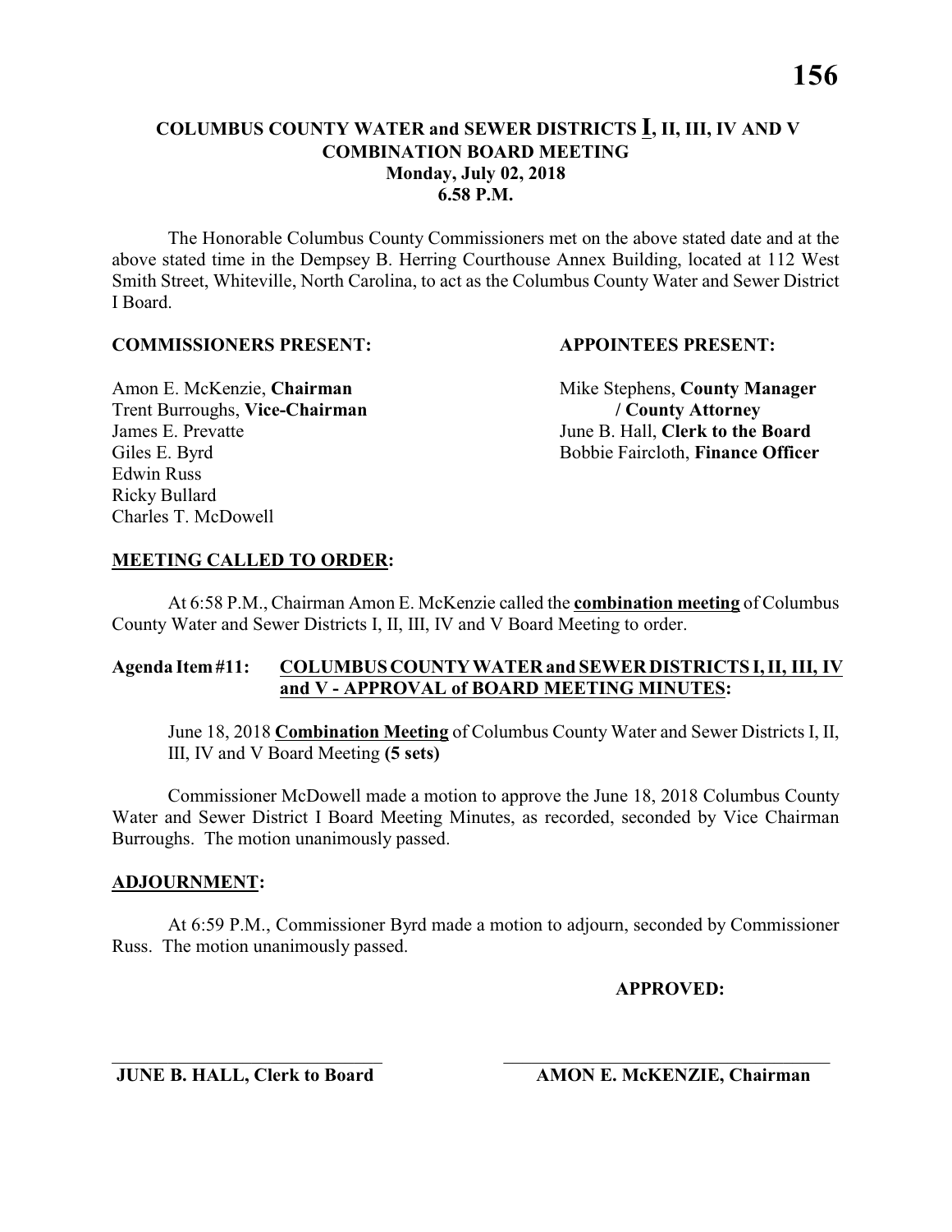**COLUMBUS COUNTY WATER and SEWER DISTRICTS I, II, III, IV AND V**
**COMBINATION BOARD MEETING**
**Monday, July 02, 2018**
**6.58 P.M.**

The Honorable Columbus County Commissioners met on the above stated date and at the above stated time in the Dempsey B. Herring Courthouse Annex Building, located at 112 West Smith Street, Whiteville, North Carolina, to act as the Columbus County Water and Sewer District I Board.

**COMMISSIONERS PRESENT:**

Amon E. McKenzie, **Chairman**
Trent Burroughs, **Vice-Chairman**
James E. Prevatte
Giles E. Byrd
Edwin Russ
Ricky Bullard
Charles T. McDowell

**APPOINTEES PRESENT:**

Mike Stephens, **County Manager / County Attorney**
June B. Hall, **Clerk to the Board**
Bobbie Faircloth, **Finance Officer**

**MEETING CALLED TO ORDER:**

At 6:58 P.M., Chairman Amon E. McKenzie called the **combination meeting** of Columbus County Water and Sewer Districts I, II, III, IV and V Board Meeting to order.

**Agenda Item #11: COLUMBUS COUNTY WATER and SEWER DISTRICTS I, II, III, IV and V - APPROVAL of BOARD MEETING MINUTES:**

June 18, 2018 **Combination Meeting** of Columbus County Water and Sewer Districts I, II, III, IV and V Board Meeting **(5 sets)**

Commissioner McDowell made a motion to approve the June 18, 2018 Columbus County Water and Sewer District I Board Meeting Minutes, as recorded, seconded by Vice Chairman Burroughs. The motion unanimously passed.

**ADJOURNMENT:**

At 6:59 P.M., Commissioner Byrd made a motion to adjourn, seconded by Commissioner Russ. The motion unanimously passed.

**APPROVED:**

______________________________
**JUNE B. HALL, Clerk to Board**

______________________________
**AMON E. McKENZIE, Chairman**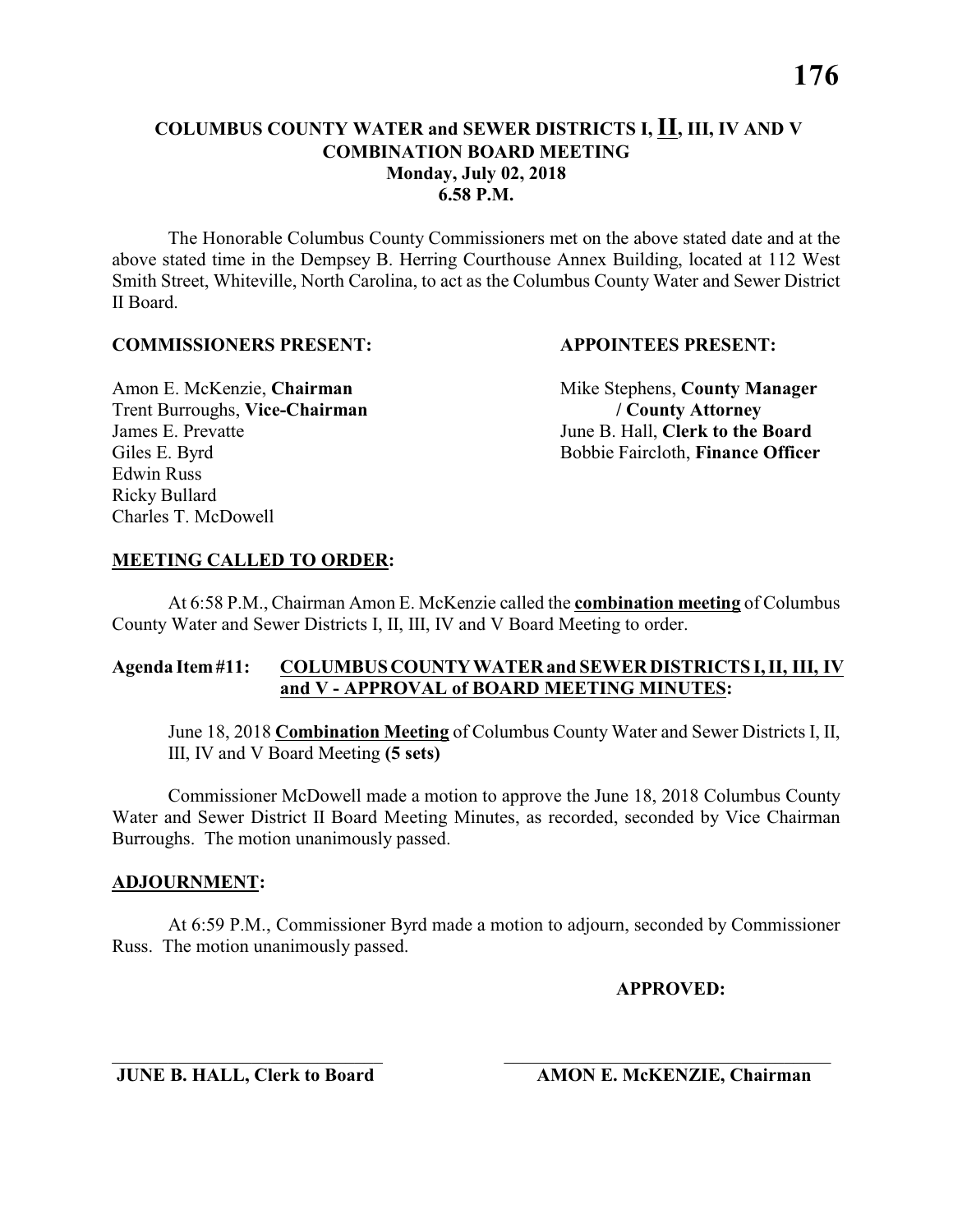# COLUMBUS COUNTY WATER and SEWER DISTRICTS I, II, III, IV AND V
## COMBINATION BOARD MEETING
### Monday, July 02, 2018
### 6.58 P.M.

The Honorable Columbus County Commissioners met on the above stated date and at the above stated time in the Dempsey B. Herring Courthouse Annex Building, located at 112 West Smith Street, Whiteville, North Carolina, to act as the Columbus County Water and Sewer District II Board.

**COMMISSIONERS PRESENT:**

Amon E. McKenzie, **Chairman**
Trent Burroughs, **Vice-Chairman**
James E. Prevatte
Giles E. Byrd
Edwin Russ
Ricky Bullard
Charles T. McDowell

**APPOINTEES PRESENT:**

Mike Stephens, **County Manager / County Attorney**
June B. Hall, **Clerk to the Board**
Bobbie Faircloth, **Finance Officer**

**MEETING CALLED TO ORDER:**

At 6:58 P.M., Chairman Amon E. McKenzie called the **combination meeting** of Columbus County Water and Sewer Districts I, II, III, IV and V Board Meeting to order.

**Agenda Item #11: COLUMBUS COUNTY WATER and SEWER DISTRICTS I, II, III, IV and V - APPROVAL of BOARD MEETING MINUTES:**

June 18, 2018 **Combination Meeting** of Columbus County Water and Sewer Districts I, II, III, IV and V Board Meeting **(5 sets)**

Commissioner McDowell made a motion to approve the June 18, 2018 Columbus County Water and Sewer District II Board Meeting Minutes, as recorded, seconded by Vice Chairman Burroughs. The motion unanimously passed.

**ADJOURNMENT:**

At 6:59 P.M., Commissioner Byrd made a motion to adjourn, seconded by Commissioner Russ. The motion unanimously passed.

**APPROVED:**

\_\_\_\_\_\_\_\_\_\_\_\_\_\_\_\_\_\_\_\_\_\_\_\_\_\_\_\_
**JUNE B. HALL, Clerk to Board**

\_\_\_\_\_\_\_\_\_\_\_\_\_\_\_\_\_\_\_\_\_\_\_\_\_\_\_\_
**AMON E. McKENZIE, Chairman**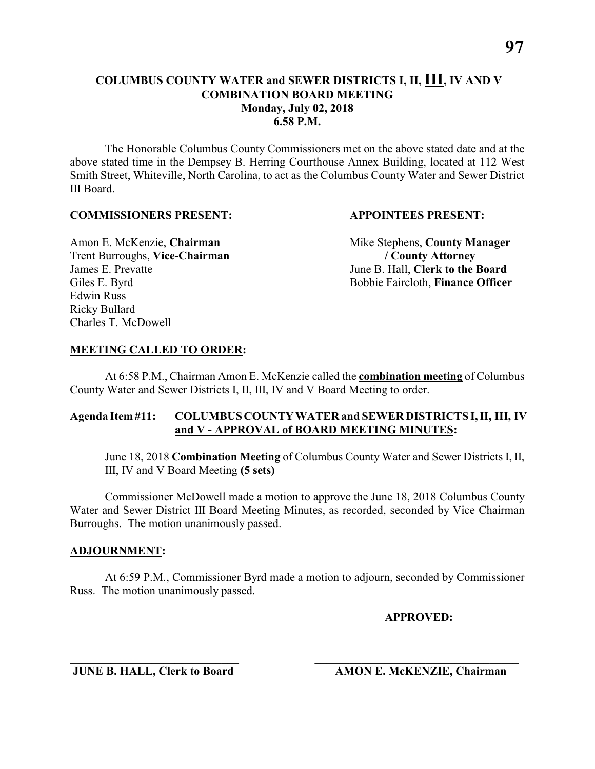**COLUMBUS COUNTY WATER and SEWER DISTRICTS I, II, III, IV AND V**
**COMBINATION BOARD MEETING**
**Monday, July 02, 2018**
**6.58 P.M.**

The Honorable Columbus County Commissioners met on the above stated date and at the above stated time in the Dempsey B. Herring Courthouse Annex Building, located at 112 West Smith Street, Whiteville, North Carolina, to act as the Columbus County Water and Sewer District III Board.

**COMMISSIONERS PRESENT:**

Amon E. McKenzie, **Chairman**
Trent Burroughs, **Vice-Chairman**
James E. Prevatte
Giles E. Byrd
Edwin Russ
Ricky Bullard
Charles T. McDowell

**APPOINTEES PRESENT:**

Mike Stephens, **County Manager / County Attorney**
June B. Hall, **Clerk to the Board**
Bobbie Faircloth, **Finance Officer**

**MEETING CALLED TO ORDER:**

At 6:58 P.M., Chairman Amon E. McKenzie called the **combination meeting** of Columbus County Water and Sewer Districts I, II, III, IV and V Board Meeting to order.

**Agenda Item #11: COLUMBUS COUNTY WATER and SEWER DISTRICTS I, II, III, IV and V - APPROVAL of BOARD MEETING MINUTES:**

June 18, 2018 **Combination Meeting** of Columbus County Water and Sewer Districts I, II, III, IV and V Board Meeting **(5 sets)**

Commissioner McDowell made a motion to approve the June 18, 2018 Columbus County Water and Sewer District III Board Meeting Minutes, as recorded, seconded by Vice Chairman Burroughs. The motion unanimously passed.

**ADJOURNMENT:**

At 6:59 P.M., Commissioner Byrd made a motion to adjourn, seconded by Commissioner Russ. The motion unanimously passed.

**APPROVED:**

______________________________
**JUNE B. HALL, Clerk to Board**

______________________________
**AMON E. McKENZIE, Chairman**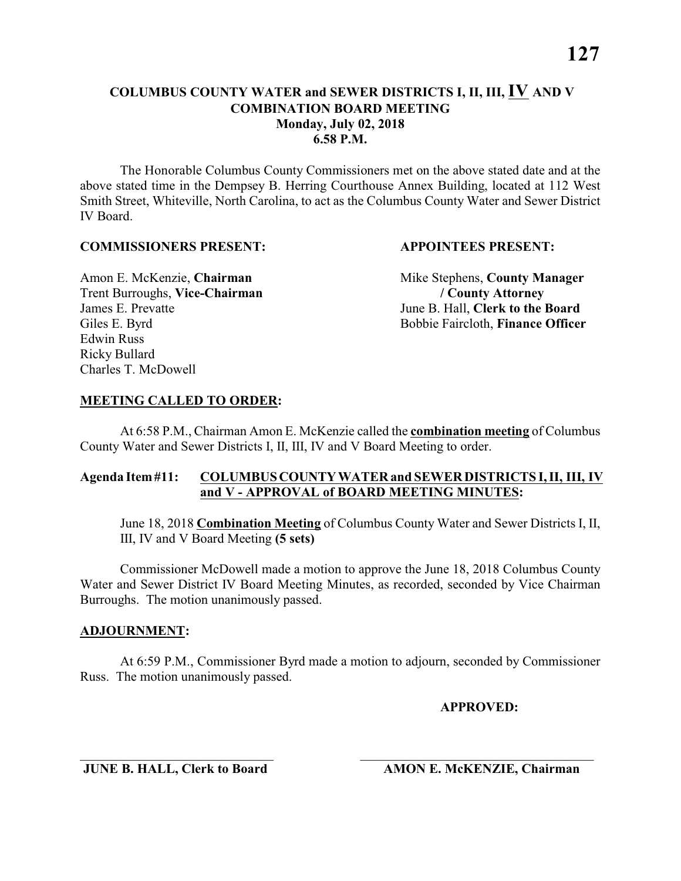# COLUMBUS COUNTY WATER and SEWER DISTRICTS I, II, III, IV AND V COMBINATION BOARD MEETING
## Monday, July 02, 2018
## 6.58 P.M.

The Honorable Columbus County Commissioners met on the above stated date and at the above stated time in the Dempsey B. Herring Courthouse Annex Building, located at 112 West Smith Street, Whiteville, North Carolina, to act as the Columbus County Water and Sewer District IV Board.

**COMMISSIONERS PRESENT:**

Amon E. McKenzie, **Chairman**
Trent Burroughs, **Vice-Chairman**
James E. Prevatte
Giles E. Byrd
Edwin Russ
Ricky Bullard
Charles T. McDowell

**APPOINTEES PRESENT:**

Mike Stephens, **County Manager / County Attorney**
June B. Hall, **Clerk to the Board**
Bobbie Faircloth, **Finance Officer**

**MEETING CALLED TO ORDER:**

At 6:58 P.M., Chairman Amon E. McKenzie called the **combination meeting** of Columbus County Water and Sewer Districts I, II, III, IV and V Board Meeting to order.

**Agenda Item #11: COLUMBUS COUNTY WATER and SEWER DISTRICTS I, II, III, IV and V - APPROVAL of BOARD MEETING MINUTES:**

June 18, 2018 **Combination Meeting** of Columbus County Water and Sewer Districts I, II, III, IV and V Board Meeting **(5 sets)**

Commissioner McDowell made a motion to approve the June 18, 2018 Columbus County Water and Sewer District IV Board Meeting Minutes, as recorded, seconded by Vice Chairman Burroughs. The motion unanimously passed.

**ADJOURNMENT:**

At 6:59 P.M., Commissioner Byrd made a motion to adjourn, seconded by Commissioner Russ. The motion unanimously passed.

**APPROVED:**

\_\_\_\_\_\_\_\_\_\_\_\_\_\_\_\_\_\_\_\_\_\_\_\_\_\_\_\_\_\_
**JUNE B. HALL, Clerk to Board**

\_\_\_\_\_\_\_\_\_\_\_\_\_\_\_\_\_\_\_\_\_\_\_\_\_\_\_\_\_\_
**AMON E. McKENZIE, Chairman**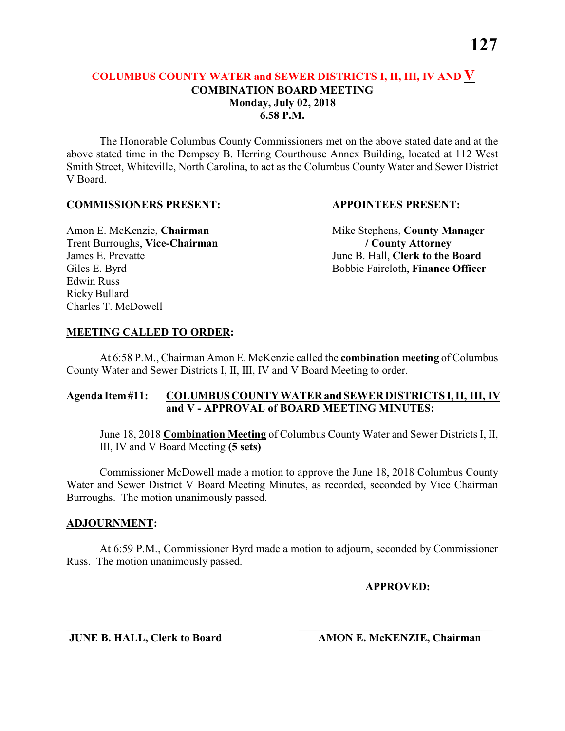## COLUMBUS COUNTY WATER and SEWER DISTRICTS I, II, III, IV AND V
### COMBINATION BOARD MEETING
**Monday, July 02, 2018**
**6.58 P.M.**

The Honorable Columbus County Commissioners met on the above stated date and at the above stated time in the Dempsey B. Herring Courthouse Annex Building, located at 112 West Smith Street, Whiteville, North Carolina, to act as the Columbus County Water and Sewer District V Board.

**COMMISSIONERS PRESENT:**

Amon E. McKenzie, **Chairman**
Trent Burroughs, **Vice-Chairman**
James E. Prevatte
Giles E. Byrd
Edwin Russ
Ricky Bullard
Charles T. McDowell

**APPOINTEES PRESENT:**

Mike Stephens, **County Manager / County Attorney**
June B. Hall, **Clerk to the Board**
Bobbie Faircloth, **Finance Officer**

**MEETING CALLED TO ORDER:**

At 6:58 P.M., Chairman Amon E. McKenzie called the **combination meeting** of Columbus County Water and Sewer Districts I, II, III, IV and V Board Meeting to order.

**Agenda Item #11: COLUMBUS COUNTY WATER and SEWER DISTRICTS I, II, III, IV and V - APPROVAL of BOARD MEETING MINUTES:**

June 18, 2018 **Combination Meeting** of Columbus County Water and Sewer Districts I, II, III, IV and V Board Meeting **(5 sets)**

Commissioner McDowell made a motion to approve the June 18, 2018 Columbus County Water and Sewer District V Board Meeting Minutes, as recorded, seconded by Vice Chairman Burroughs. The motion unanimously passed.

**ADJOURNMENT:**

At 6:59 P.M., Commissioner Byrd made a motion to adjourn, seconded by Commissioner Russ. The motion unanimously passed.

**APPROVED:**

______________________________
**JUNE B. HALL, Clerk to Board**

______________________________
**AMON E. McKENZIE, Chairman**